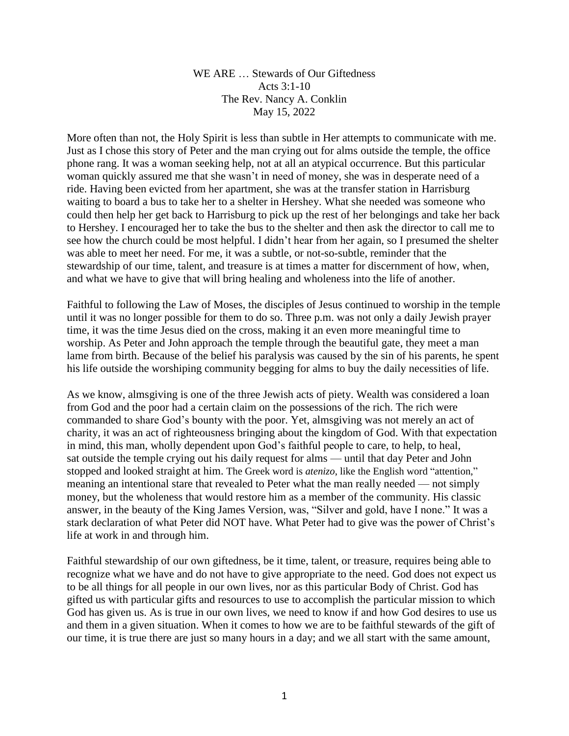WE ARE … Stewards of Our Giftedness
Acts 3:1-10
The Rev. Nancy A. Conklin
May 15, 2022

More often than not, the Holy Spirit is less than subtle in Her attempts to communicate with me. Just as I chose this story of Peter and the man crying out for alms outside the temple, the office phone rang. It was a woman seeking help, not at all an atypical occurrence. But this particular woman quickly assured me that she wasn't in need of money, she was in desperate need of a ride. Having been evicted from her apartment, she was at the transfer station in Harrisburg waiting to board a bus to take her to a shelter in Hershey. What she needed was someone who could then help her get back to Harrisburg to pick up the rest of her belongings and take her back to Hershey. I encouraged her to take the bus to the shelter and then ask the director to call me to see how the church could be most helpful. I didn't hear from her again, so I presumed the shelter was able to meet her need. For me, it was a subtle, or not-so-subtle, reminder that the stewardship of our time, talent, and treasure is at times a matter for discernment of how, when, and what we have to give that will bring healing and wholeness into the life of another.

Faithful to following the Law of Moses, the disciples of Jesus continued to worship in the temple until it was no longer possible for them to do so. Three p.m. was not only a daily Jewish prayer time, it was the time Jesus died on the cross, making it an even more meaningful time to worship. As Peter and John approach the temple through the beautiful gate, they meet a man lame from birth. Because of the belief his paralysis was caused by the sin of his parents, he spent his life outside the worshiping community begging for alms to buy the daily necessities of life.

As we know, almsgiving is one of the three Jewish acts of piety. Wealth was considered a loan from God and the poor had a certain claim on the possessions of the rich. The rich were commanded to share God's bounty with the poor. Yet, almsgiving was not merely an act of charity, it was an act of righteousness bringing about the kingdom of God. With that expectation in mind, this man, wholly dependent upon God's faithful people to care, to help, to heal, sat outside the temple crying out his daily request for alms — until that day Peter and John stopped and looked straight at him. The Greek word is *atenizo*, like the English word "attention," meaning an intentional stare that revealed to Peter what the man really needed — not simply money, but the wholeness that would restore him as a member of the community. His classic answer, in the beauty of the King James Version, was, "Silver and gold, have I none." It was a stark declaration of what Peter did NOT have. What Peter had to give was the power of Christ's life at work in and through him.

Faithful stewardship of our own giftedness, be it time, talent, or treasure, requires being able to recognize what we have and do not have to give appropriate to the need. God does not expect us to be all things for all people in our own lives, nor as this particular Body of Christ. God has gifted us with particular gifts and resources to use to accomplish the particular mission to which God has given us. As is true in our own lives, we need to know if and how God desires to use us and them in a given situation. When it comes to how we are to be faithful stewards of the gift of our time, it is true there are just so many hours in a day; and we all start with the same amount,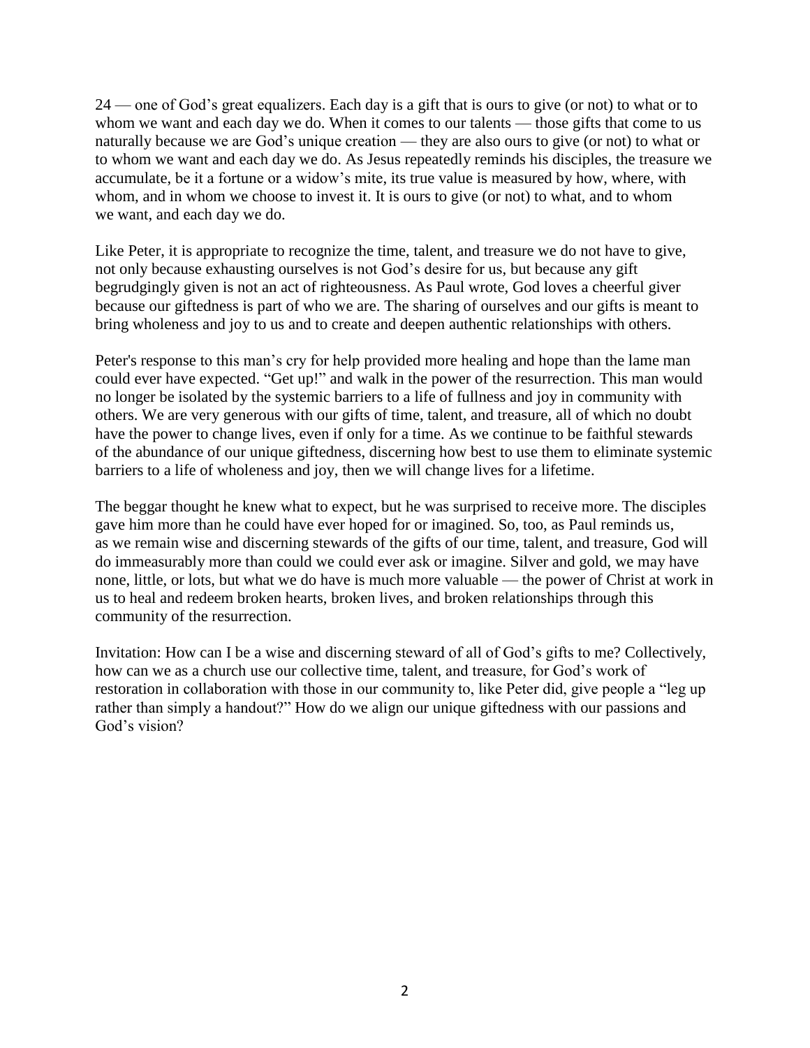24 — one of God's great equalizers. Each day is a gift that is ours to give (or not) to what or to whom we want and each day we do. When it comes to our talents — those gifts that come to us naturally because we are God's unique creation — they are also ours to give (or not) to what or to whom we want and each day we do. As Jesus repeatedly reminds his disciples, the treasure we accumulate, be it a fortune or a widow's mite, its true value is measured by how, where, with whom, and in whom we choose to invest it. It is ours to give (or not) to what, and to whom we want, and each day we do.

Like Peter, it is appropriate to recognize the time, talent, and treasure we do not have to give, not only because exhausting ourselves is not God's desire for us, but because any gift begrudgingly given is not an act of righteousness. As Paul wrote, God loves a cheerful giver because our giftedness is part of who we are. The sharing of ourselves and our gifts is meant to bring wholeness and joy to us and to create and deepen authentic relationships with others.

Peter's response to this man's cry for help provided more healing and hope than the lame man could ever have expected. "Get up!" and walk in the power of the resurrection. This man would no longer be isolated by the systemic barriers to a life of fullness and joy in community with others. We are very generous with our gifts of time, talent, and treasure, all of which no doubt have the power to change lives, even if only for a time. As we continue to be faithful stewards of the abundance of our unique giftedness, discerning how best to use them to eliminate systemic barriers to a life of wholeness and joy, then we will change lives for a lifetime.

The beggar thought he knew what to expect, but he was surprised to receive more. The disciples gave him more than he could have ever hoped for or imagined. So, too, as Paul reminds us, as we remain wise and discerning stewards of the gifts of our time, talent, and treasure, God will do immeasurably more than could we could ever ask or imagine. Silver and gold, we may have none, little, or lots, but what we do have is much more valuable — the power of Christ at work in us to heal and redeem broken hearts, broken lives, and broken relationships through this community of the resurrection.

Invitation: How can I be a wise and discerning steward of all of God's gifts to me? Collectively, how can we as a church use our collective time, talent, and treasure, for God's work of restoration in collaboration with those in our community to, like Peter did, give people a "leg up rather than simply a handout?" How do we align our unique giftedness with our passions and God's vision?